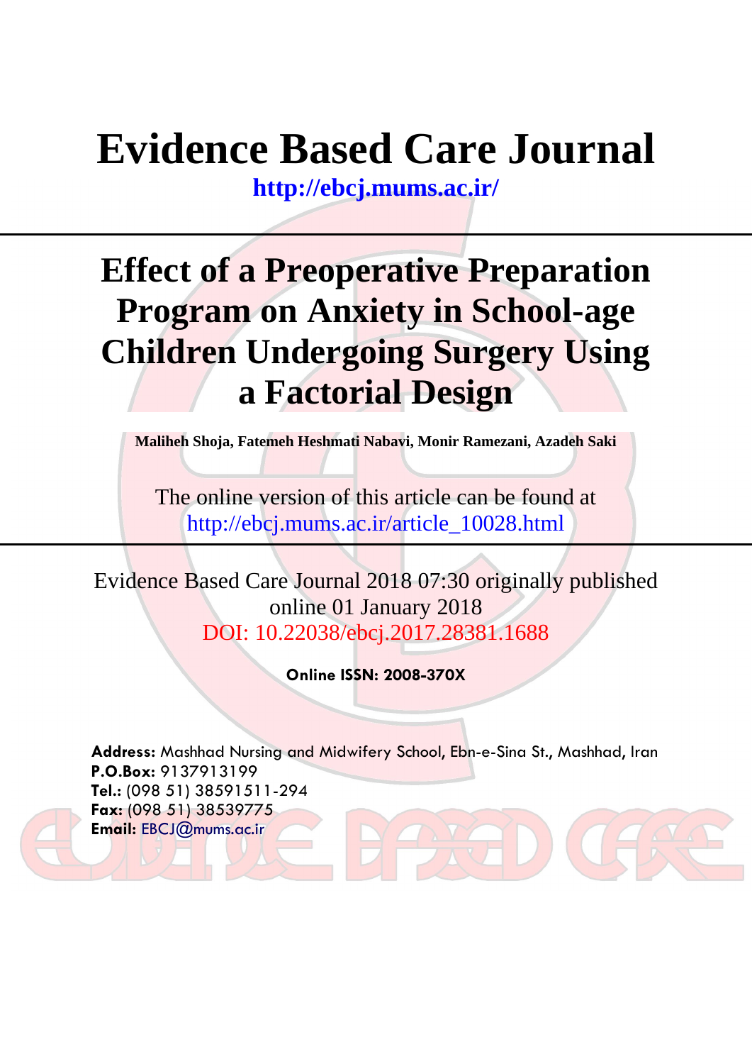# Evidence Based Care Journal

**http://ebcj.mums.ac.ir/**

---

## Effect of a Preoperative Preparation Program on Anxiety in School-age Children Undergoing Surgery Using a Factorial Design

**Maliheh Shoja, Fatemeh Heshmati Nabavi, Monir Ramezani, Azadeh Saki**

The online version of this article can be found at
http://ebcj.mums.ac.ir/article_10028.html

---

Evidence Based Care Journal 2018 07:30 originally published online 01 January 2018
DOI: 10.22038/ebcj.2017.28381.1688

**Online ISSN: 2008-370X**

**Address:** Mashhad Nursing and Midwifery School, Ebn-e-Sina St., Mashhad, Iran
**P.O.Box:** 9137913199
**Tel.:** (098 51) 38591511-294
**Fax:** (098 51) 38539775
**Email:** EBCJ@mums.ac.ir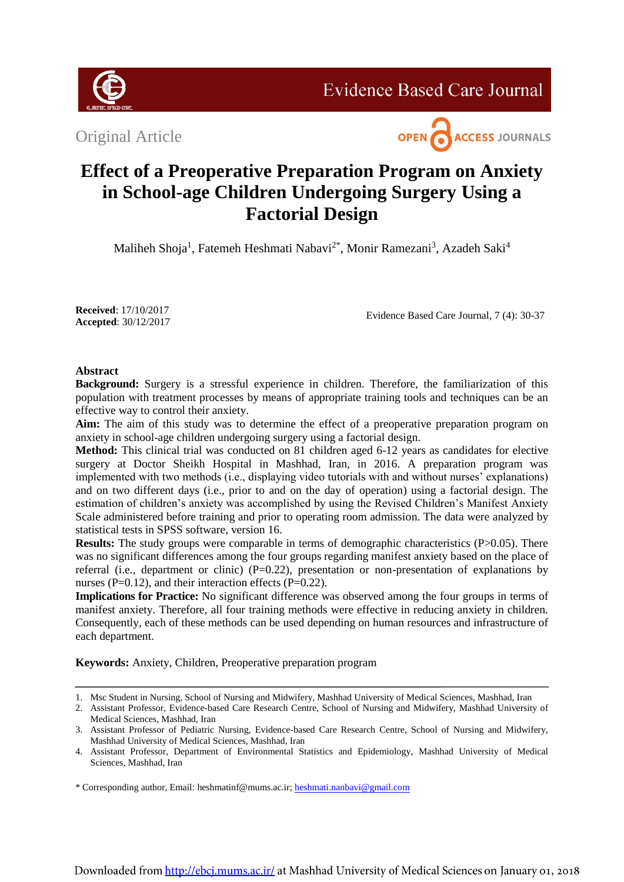Original Article

# Effect of a Preoperative Preparation Program on Anxiety in School-age Children Undergoing Surgery Using a Factorial Design

Maliheh Shoja[1], Fatemeh Heshmati Nabavi[2*], Monir Ramezani[3], Azadeh Saki[4]

**Received**: 17/10/2017
**Accepted**: 30/12/2017

Evidence Based Care Journal, 7 (4): 30-37

## Abstract

**Background:** Surgery is a stressful experience in children. Therefore, the familiarization of this population with treatment processes by means of appropriate training tools and techniques can be an effective way to control their anxiety.

**Aim:** The aim of this study was to determine the effect of a preoperative preparation program on anxiety in school-age children undergoing surgery using a factorial design.

**Method:** This clinical trial was conducted on 81 children aged 6-12 years as candidates for elective surgery at Doctor Sheikh Hospital in Mashhad, Iran, in 2016. A preparation program was implemented with two methods (i.e., displaying video tutorials with and without nurses' explanations) and on two different days (i.e., prior to and on the day of operation) using a factorial design. The estimation of children's anxiety was accomplished by using the Revised Children's Manifest Anxiety Scale administered before training and prior to operating room admission. The data were analyzed by statistical tests in SPSS software, version 16.

**Results:** The study groups were comparable in terms of demographic characteristics (P>0.05). There was no significant differences among the four groups regarding manifest anxiety based on the place of referral (i.e., department or clinic) (P=0.22), presentation or non-presentation of explanations by nurses (P=0.12), and their interaction effects (P=0.22).

**Implications for Practice:** No significant difference was observed among the four groups in terms of manifest anxiety. Therefore, all four training methods were effective in reducing anxiety in children. Consequently, each of these methods can be used depending on human resources and infrastructure of each department.

**Keywords:** Anxiety, Children, Preoperative preparation program

---

1. Msc Student in Nursing, School of Nursing and Midwifery, Mashhad University of Medical Sciences, Mashhad, Iran
2. Assistant Professor, Evidence-based Care Research Centre, School of Nursing and Midwifery, Mashhad University of Medical Sciences, Mashhad, Iran
3. Assistant Professor of Pediatric Nursing, Evidence-based Care Research Centre, School of Nursing and Midwifery, Mashhad University of Medical Sciences, Mashhad, Iran
4. Assistant Professor, Department of Environmental Statistics and Epidemiology, Mashhad University of Medical Sciences, Mashhad, Iran

\* Corresponding author, Email: heshmatinf@mums.ac.ir; heshmati.nanbavi@gmail.com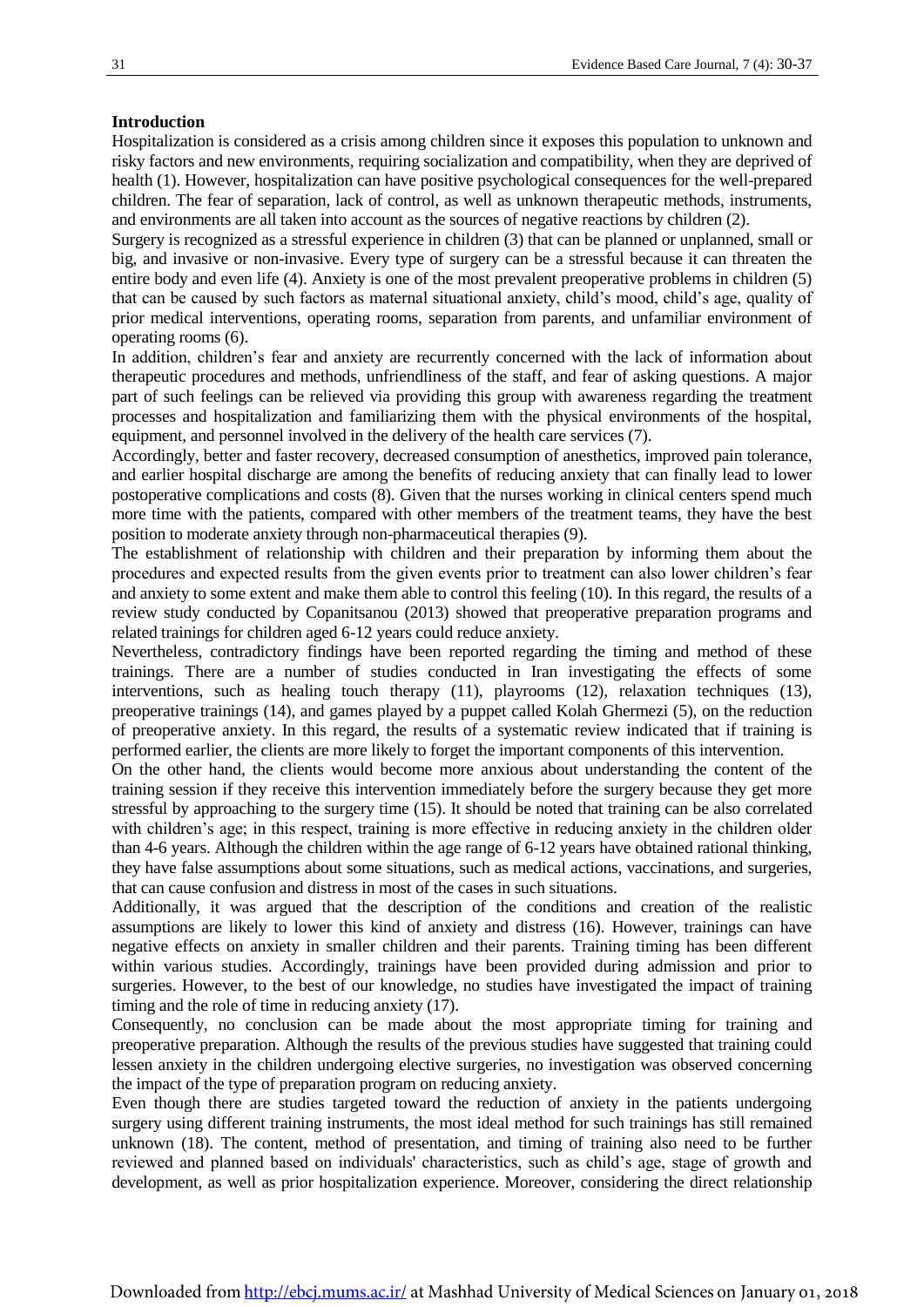## Introduction

Hospitalization is considered as a crisis among children since it exposes this population to unknown and risky factors and new environments, requiring socialization and compatibility, when they are deprived of health (1). However, hospitalization can have positive psychological consequences for the well-prepared children. The fear of separation, lack of control, as well as unknown therapeutic methods, instruments, and environments are all taken into account as the sources of negative reactions by children (2).

Surgery is recognized as a stressful experience in children (3) that can be planned or unplanned, small or big, and invasive or non-invasive. Every type of surgery can be a stressful because it can threaten the entire body and even life (4). Anxiety is one of the most prevalent preoperative problems in children (5) that can be caused by such factors as maternal situational anxiety, child's mood, child's age, quality of prior medical interventions, operating rooms, separation from parents, and unfamiliar environment of operating rooms (6).

In addition, children's fear and anxiety are recurrently concerned with the lack of information about therapeutic procedures and methods, unfriendliness of the staff, and fear of asking questions. A major part of such feelings can be relieved via providing this group with awareness regarding the treatment processes and hospitalization and familiarizing them with the physical environments of the hospital, equipment, and personnel involved in the delivery of the health care services (7).

Accordingly, better and faster recovery, decreased consumption of anesthetics, improved pain tolerance, and earlier hospital discharge are among the benefits of reducing anxiety that can finally lead to lower postoperative complications and costs (8). Given that the nurses working in clinical centers spend much more time with the patients, compared with other members of the treatment teams, they have the best position to moderate anxiety through non-pharmaceutical therapies (9).

The establishment of relationship with children and their preparation by informing them about the procedures and expected results from the given events prior to treatment can also lower children's fear and anxiety to some extent and make them able to control this feeling (10). In this regard, the results of a review study conducted by Copanitsanou (2013) showed that preoperative preparation programs and related trainings for children aged 6-12 years could reduce anxiety.

Nevertheless, contradictory findings have been reported regarding the timing and method of these trainings. There are a number of studies conducted in Iran investigating the effects of some interventions, such as healing touch therapy (11), playrooms (12), relaxation techniques (13), preoperative trainings (14), and games played by a puppet called Kolah Ghermezi (5), on the reduction of preoperative anxiety. In this regard, the results of a systematic review indicated that if training is performed earlier, the clients are more likely to forget the important components of this intervention.

On the other hand, the clients would become more anxious about understanding the content of the training session if they receive this intervention immediately before the surgery because they get more stressful by approaching to the surgery time (15). It should be noted that training can be also correlated with children's age; in this respect, training is more effective in reducing anxiety in the children older than 4-6 years. Although the children within the age range of 6-12 years have obtained rational thinking, they have false assumptions about some situations, such as medical actions, vaccinations, and surgeries, that can cause confusion and distress in most of the cases in such situations.

Additionally, it was argued that the description of the conditions and creation of the realistic assumptions are likely to lower this kind of anxiety and distress (16). However, trainings can have negative effects on anxiety in smaller children and their parents. Training timing has been different within various studies. Accordingly, trainings have been provided during admission and prior to surgeries. However, to the best of our knowledge, no studies have investigated the impact of training timing and the role of time in reducing anxiety (17).

Consequently, no conclusion can be made about the most appropriate timing for training and preoperative preparation. Although the results of the previous studies have suggested that training could lessen anxiety in the children undergoing elective surgeries, no investigation was observed concerning the impact of the type of preparation program on reducing anxiety.

Even though there are studies targeted toward the reduction of anxiety in the patients undergoing surgery using different training instruments, the most ideal method for such trainings has still remained unknown (18). The content, method of presentation, and timing of training also need to be further reviewed and planned based on individuals' characteristics, such as child's age, stage of growth and development, as well as prior hospitalization experience. Moreover, considering the direct relationship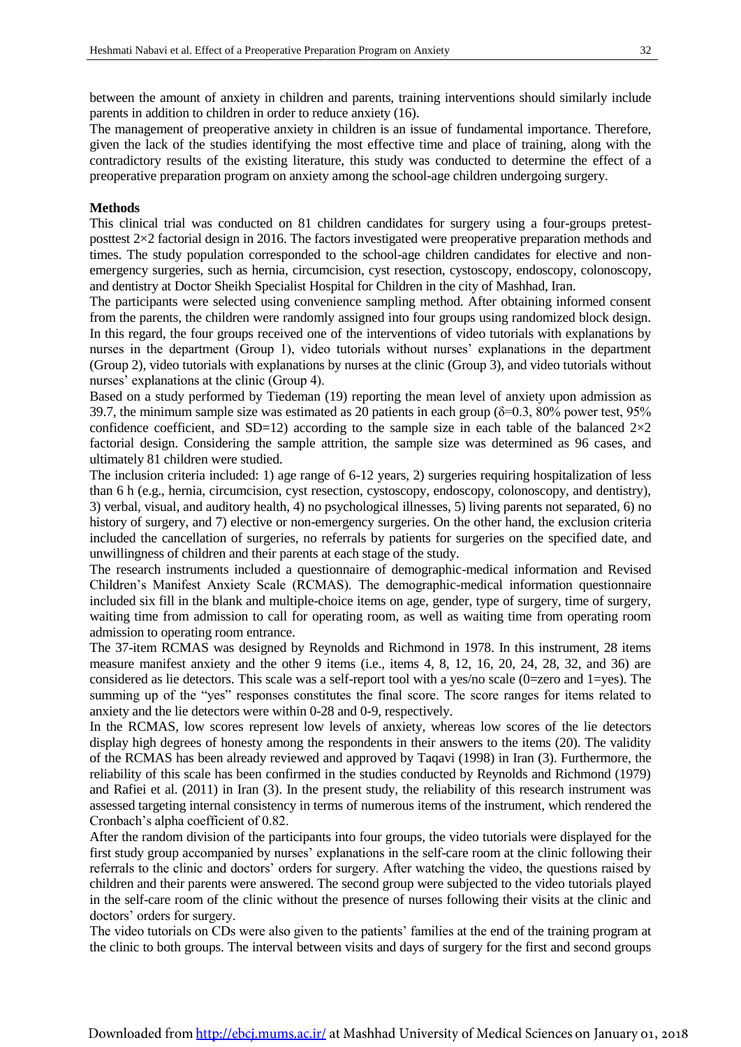between the amount of anxiety in children and parents, training interventions should similarly include parents in addition to children in order to reduce anxiety (16).

The management of preoperative anxiety in children is an issue of fundamental importance. Therefore, given the lack of the studies identifying the most effective time and place of training, along with the contradictory results of the existing literature, this study was conducted to determine the effect of a preoperative preparation program on anxiety among the school-age children undergoing surgery.

**Methods**

This clinical trial was conducted on 81 children candidates for surgery using a four-groups pretest-posttest 2×2 factorial design in 2016. The factors investigated were preoperative preparation methods and times. The study population corresponded to the school-age children candidates for elective and non-emergency surgeries, such as hernia, circumcision, cyst resection, cystoscopy, endoscopy, colonoscopy, and dentistry at Doctor Sheikh Specialist Hospital for Children in the city of Mashhad, Iran.

The participants were selected using convenience sampling method. After obtaining informed consent from the parents, the children were randomly assigned into four groups using randomized block design. In this regard, the four groups received one of the interventions of video tutorials with explanations by nurses in the department (Group 1), video tutorials without nurses' explanations in the department (Group 2), video tutorials with explanations by nurses at the clinic (Group 3), and video tutorials without nurses' explanations at the clinic (Group 4).

Based on a study performed by Tiedeman (19) reporting the mean level of anxiety upon admission as 39.7, the minimum sample size was estimated as 20 patients in each group ($\delta$=0.3, 80% power test, 95% confidence coefficient, and SD=12) according to the sample size in each table of the balanced 2×2 factorial design. Considering the sample attrition, the sample size was determined as 96 cases, and ultimately 81 children were studied.

The inclusion criteria included: 1) age range of 6-12 years, 2) surgeries requiring hospitalization of less than 6 h (e.g., hernia, circumcision, cyst resection, cystoscopy, endoscopy, colonoscopy, and dentistry), 3) verbal, visual, and auditory health, 4) no psychological illnesses, 5) living parents not separated, 6) no history of surgery, and 7) elective or non-emergency surgeries. On the other hand, the exclusion criteria included the cancellation of surgeries, no referrals by patients for surgeries on the specified date, and unwillingness of children and their parents at each stage of the study.

The research instruments included a questionnaire of demographic-medical information and Revised Children's Manifest Anxiety Scale (RCMAS). The demographic-medical information questionnaire included six fill in the blank and multiple-choice items on age, gender, type of surgery, time of surgery, waiting time from admission to call for operating room, as well as waiting time from operating room admission to operating room entrance.

The 37-item RCMAS was designed by Reynolds and Richmond in 1978. In this instrument, 28 items measure manifest anxiety and the other 9 items (i.e., items 4, 8, 12, 16, 20, 24, 28, 32, and 36) are considered as lie detectors. This scale was a self-report tool with a yes/no scale (0=zero and 1=yes). The summing up of the "yes" responses constitutes the final score. The score ranges for items related to anxiety and the lie detectors were within 0-28 and 0-9, respectively.

In the RCMAS, low scores represent low levels of anxiety, whereas low scores of the lie detectors display high degrees of honesty among the respondents in their answers to the items (20). The validity of the RCMAS has been already reviewed and approved by Taqavi (1998) in Iran (3). Furthermore, the reliability of this scale has been confirmed in the studies conducted by Reynolds and Richmond (1979) and Rafiei et al. (2011) in Iran (3). In the present study, the reliability of this research instrument was assessed targeting internal consistency in terms of numerous items of the instrument, which rendered the Cronbach's alpha coefficient of 0.82.

After the random division of the participants into four groups, the video tutorials were displayed for the first study group accompanied by nurses' explanations in the self-care room at the clinic following their referrals to the clinic and doctors' orders for surgery. After watching the video, the questions raised by children and their parents were answered. The second group were subjected to the video tutorials played in the self-care room of the clinic without the presence of nurses following their visits at the clinic and doctors' orders for surgery.

The video tutorials on CDs were also given to the patients' families at the end of the training program at the clinic to both groups. The interval between visits and days of surgery for the first and second groups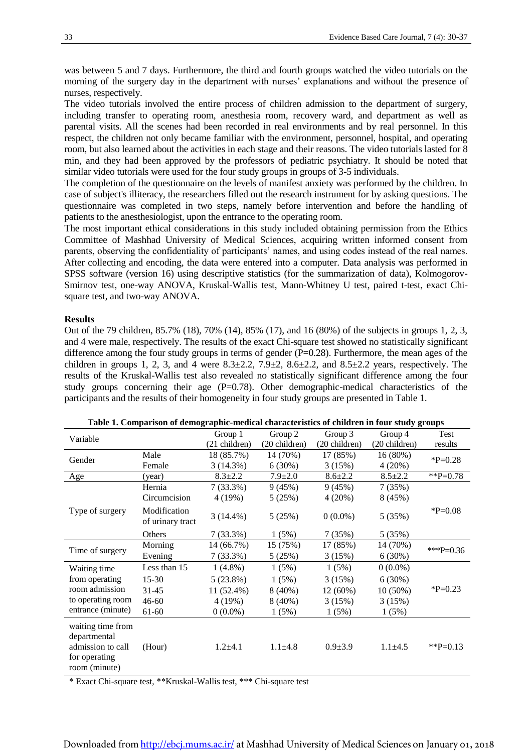was between 5 and 7 days. Furthermore, the third and fourth groups watched the video tutorials on the morning of the surgery day in the department with nurses' explanations and without the presence of nurses, respectively.

The video tutorials involved the entire process of children admission to the department of surgery, including transfer to operating room, anesthesia room, recovery ward, and department as well as parental visits. All the scenes had been recorded in real environments and by real personnel. In this respect, the children not only became familiar with the environment, personnel, hospital, and operating room, but also learned about the activities in each stage and their reasons. The video tutorials lasted for 8 min, and they had been approved by the professors of pediatric psychiatry. It should be noted that similar video tutorials were used for the four study groups in groups of 3-5 individuals.

The completion of the questionnaire on the levels of manifest anxiety was performed by the children. In case of subject's illiteracy, the researchers filled out the research instrument for by asking questions. The questionnaire was completed in two steps, namely before intervention and before the handling of patients to the anesthesiologist, upon the entrance to the operating room.

The most important ethical considerations in this study included obtaining permission from the Ethics Committee of Mashhad University of Medical Sciences, acquiring written informed consent from parents, observing the confidentiality of participants' names, and using codes instead of the real names. After collecting and encoding, the data were entered into a computer. Data analysis was performed in SPSS software (version 16) using descriptive statistics (for the summarization of data), Kolmogorov-Smirnov test, one-way ANOVA, Kruskal-Wallis test, Mann-Whitney U test, paired t-test, exact Chi-square test, and two-way ANOVA.

## Results

Out of the 79 children, 85.7% (18), 70% (14), 85% (17), and 16 (80%) of the subjects in groups 1, 2, 3, and 4 were male, respectively. The results of the exact Chi-square test showed no statistically significant difference among the four study groups in terms of gender (P=0.28). Furthermore, the mean ages of the children in groups 1, 2, 3, and 4 were 8.3±2.2, 7.9±2, 8.6±2.2, and 8.5±2.2 years, respectively. The results of the Kruskal-Wallis test also revealed no statistically significant difference among the four study groups concerning their age (P=0.78). Other demographic-medical characteristics of the participants and the results of their homogeneity in four study groups are presented in Table 1.

**Table 1. Comparison of demographic-medical characteristics of children in four study groups**

| Variable | | Group 1 (21 children) | Group 2 (20 children) | Group 3 (20 children) | Group 4 (20 children) | Test results |
|---|---|---|---|---|---|---|
| Gender | Male | 18 (85.7%) | 14 (70%) | 17 (85%) | 16 (80%) | *P=0.28 |
| | Female | 3 (14.3%) | 6 (30%) | 3 (15%) | 4 (20%) | |
| Age | (year) | 8.3±2.2 | 7.9±2.0 | 8.6±2.2 | 8.5±2.2 | **P=0.78 |
| Type of surgery | Hernia | 7 (33.3%) | 9 (45%) | 9 (45%) | 7 (35%) | *P=0.08 |
| | Circumcision | 4 (19%) | 5 (25%) | 4 (20%) | 8 (45%) | |
| | Modification of urinary tract | 3 (14.4%) | 5 (25%) | 0 (0.0%) | 5 (35%) | |
| | Others | 7 (33.3%) | 1 (5%) | 7 (35%) | 5 (35%) | |
| Time of surgery | Morning | 14 (66.7%) | 15 (75%) | 17 (85%) | 14 (70%) | ***P=0.36 |
| | Evening | 7 (33.3%) | 5 (25%) | 3 (15%) | 6 (30%) | |
| Waiting time from operating room admission to operating room entrance (minute) | Less than 15 | 1 (4.8%) | 1 (5%) | 1 (5%) | 0 (0.0%) | *P=0.23 |
| | 15-30 | 5 (23.8%) | 1 (5%) | 3 (15%) | 6 (30%) | |
| | 31-45 | 11 (52.4%) | 8 (40%) | 12 (60%) | 10 (50%) | |
| | 46-60 | 4 (19%) | 8 (40%) | 3 (15%) | 3 (15%) | |
| | 61-60 | 0 (0.0%) | 1 (5%) | 1 (5%) | 1 (5%) | |
| waiting time from departmental admission to call for operating room (minute) | (Hour) | 1.2±4.1 | 1.1±4.8 | 0.9±3.9 | 1.1±4.5 | **P=0.13 |

* Exact Chi-square test, **Kruskal-Wallis test, *** Chi-square test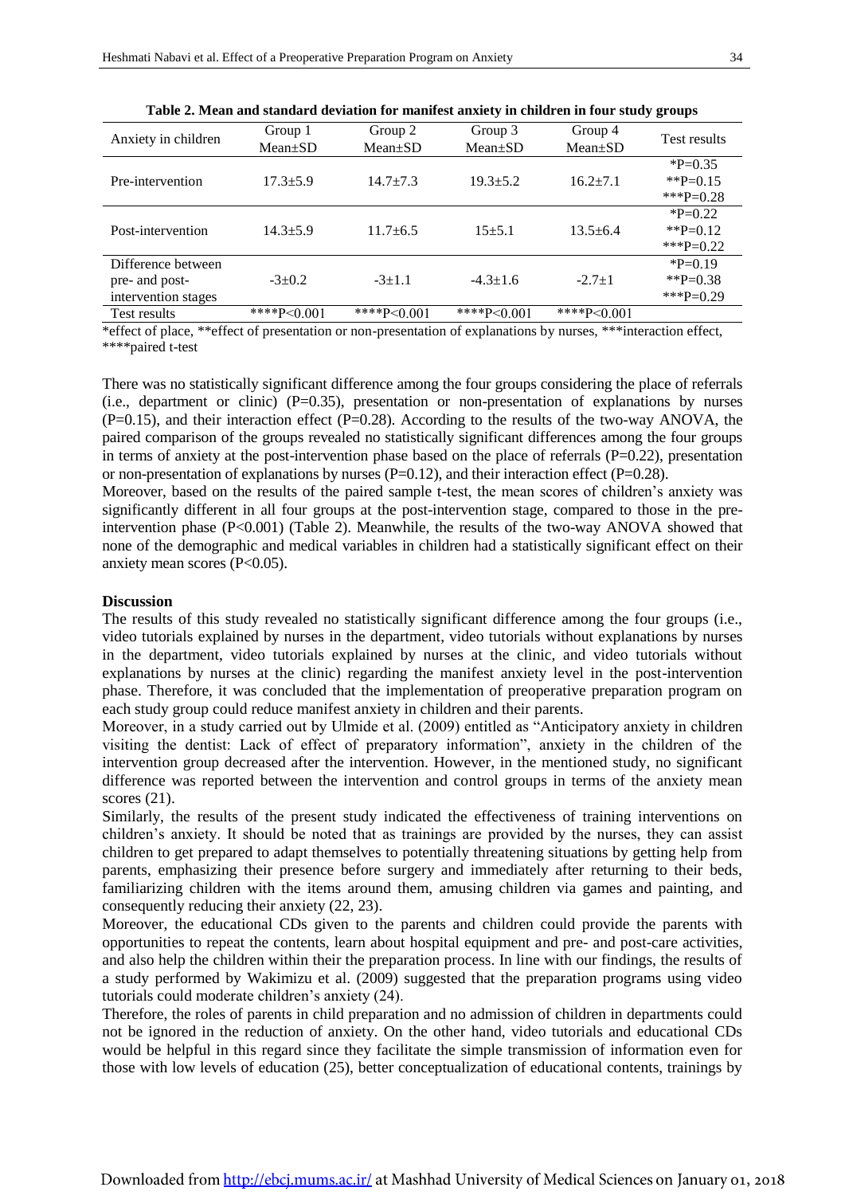**Table 2. Mean and standard deviation for manifest anxiety in children in four study groups**

| Anxiety in children | Group 1 Mean±SD | Group 2 Mean±SD | Group 3 Mean±SD | Group 4 Mean±SD | Test results |
|---|---|---|---|---|---|
| Pre-intervention | 17.3±5.9 | 14.7±7.3 | 19.3±5.2 | 16.2±7.1 | *P=0.35 **P=0.15 ***P=0.28 |
| Post-intervention | 14.3±5.9 | 11.7±6.5 | 15±5.1 | 13.5±6.4 | *P=0.22 **P=0.12 ***P=0.22 |
| Difference between pre- and post-intervention stages | -3±0.2 | -3±1.1 | -4.3±1.6 | -2.7±1 | *P=0.19 **P=0.38 ***P=0.29 |
| Test results | ****P<0.001 | ****P<0.001 | ****P<0.001 | ****P<0.001 | |

*effect of place, **effect of presentation or non-presentation of explanations by nurses, ***interaction effect, ****paired t-test

There was no statistically significant difference among the four groups considering the place of referrals (i.e., department or clinic) (P=0.35), presentation or non-presentation of explanations by nurses (P=0.15), and their interaction effect (P=0.28). According to the results of the two-way ANOVA, the paired comparison of the groups revealed no statistically significant differences among the four groups in terms of anxiety at the post-intervention phase based on the place of referrals (P=0.22), presentation or non-presentation of explanations by nurses (P=0.12), and their interaction effect (P=0.28).

Moreover, based on the results of the paired sample t-test, the mean scores of children's anxiety was significantly different in all four groups at the post-intervention stage, compared to those in the pre-intervention phase (P<0.001) (Table 2). Meanwhile, the results of the two-way ANOVA showed that none of the demographic and medical variables in children had a statistically significant effect on their anxiety mean scores (P<0.05).

**Discussion**

The results of this study revealed no statistically significant difference among the four groups (i.e., video tutorials explained by nurses in the department, video tutorials without explanations by nurses in the department, video tutorials explained by nurses at the clinic, and video tutorials without explanations by nurses at the clinic) regarding the manifest anxiety level in the post-intervention phase. Therefore, it was concluded that the implementation of preoperative preparation program on each study group could reduce manifest anxiety in children and their parents.

Moreover, in a study carried out by Ulmide et al. (2009) entitled as "Anticipatory anxiety in children visiting the dentist: Lack of effect of preparatory information", anxiety in the children of the intervention group decreased after the intervention. However, in the mentioned study, no significant difference was reported between the intervention and control groups in terms of the anxiety mean scores (21).

Similarly, the results of the present study indicated the effectiveness of training interventions on children's anxiety. It should be noted that as trainings are provided by the nurses, they can assist children to get prepared to adapt themselves to potentially threatening situations by getting help from parents, emphasizing their presence before surgery and immediately after returning to their beds, familiarizing children with the items around them, amusing children via games and painting, and consequently reducing their anxiety (22, 23).

Moreover, the educational CDs given to the parents and children could provide the parents with opportunities to repeat the contents, learn about hospital equipment and pre- and post-care activities, and also help the children within their the preparation process. In line with our findings, the results of a study performed by Wakimizu et al. (2009) suggested that the preparation programs using video tutorials could moderate children's anxiety (24).

Therefore, the roles of parents in child preparation and no admission of children in departments could not be ignored in the reduction of anxiety. On the other hand, video tutorials and educational CDs would be helpful in this regard since they facilitate the simple transmission of information even for those with low levels of education (25), better conceptualization of educational contents, trainings by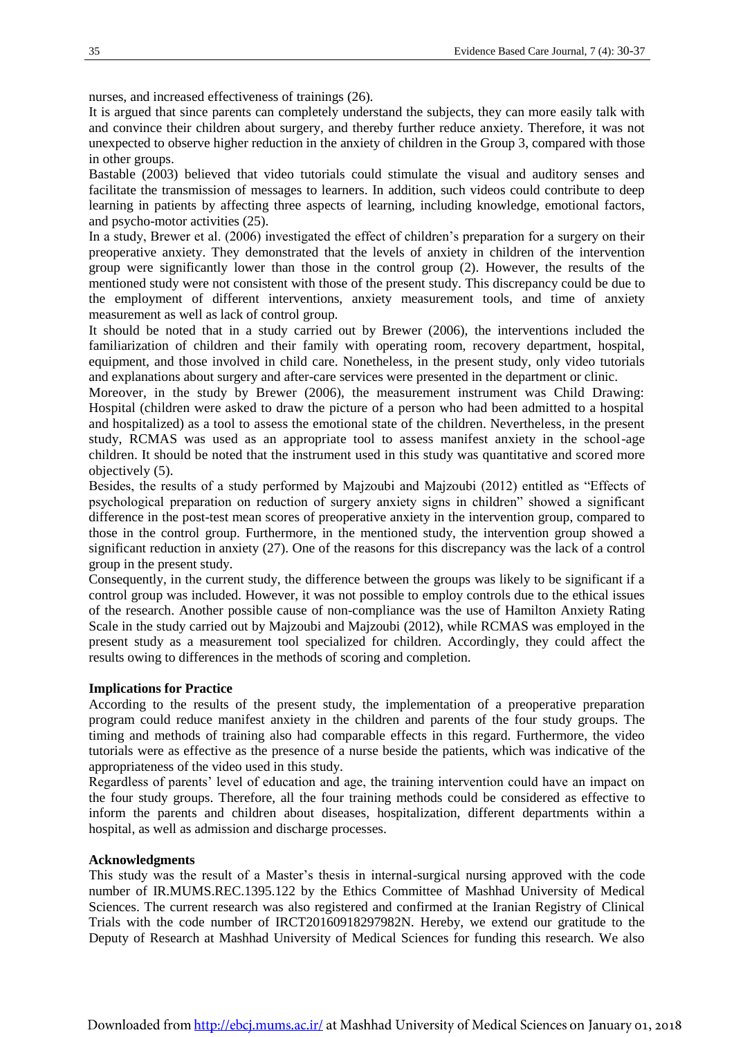nurses, and increased effectiveness of trainings (26).

It is argued that since parents can completely understand the subjects, they can more easily talk with and convince their children about surgery, and thereby further reduce anxiety. Therefore, it was not unexpected to observe higher reduction in the anxiety of children in the Group 3, compared with those in other groups.

Bastable (2003) believed that video tutorials could stimulate the visual and auditory senses and facilitate the transmission of messages to learners. In addition, such videos could contribute to deep learning in patients by affecting three aspects of learning, including knowledge, emotional factors, and psycho-motor activities (25).

In a study, Brewer et al. (2006) investigated the effect of children's preparation for a surgery on their preoperative anxiety. They demonstrated that the levels of anxiety in children of the intervention group were significantly lower than those in the control group (2). However, the results of the mentioned study were not consistent with those of the present study. This discrepancy could be due to the employment of different interventions, anxiety measurement tools, and time of anxiety measurement as well as lack of control group.

It should be noted that in a study carried out by Brewer (2006), the interventions included the familiarization of children and their family with operating room, recovery department, hospital, equipment, and those involved in child care. Nonetheless, in the present study, only video tutorials and explanations about surgery and after-care services were presented in the department or clinic.

Moreover, in the study by Brewer (2006), the measurement instrument was Child Drawing: Hospital (children were asked to draw the picture of a person who had been admitted to a hospital and hospitalized) as a tool to assess the emotional state of the children. Nevertheless, in the present study, RCMAS was used as an appropriate tool to assess manifest anxiety in the school-age children. It should be noted that the instrument used in this study was quantitative and scored more objectively (5).

Besides, the results of a study performed by Majzoubi and Majzoubi (2012) entitled as "Effects of psychological preparation on reduction of surgery anxiety signs in children" showed a significant difference in the post-test mean scores of preoperative anxiety in the intervention group, compared to those in the control group. Furthermore, in the mentioned study, the intervention group showed a significant reduction in anxiety (27). One of the reasons for this discrepancy was the lack of a control group in the present study.

Consequently, in the current study, the difference between the groups was likely to be significant if a control group was included. However, it was not possible to employ controls due to the ethical issues of the research. Another possible cause of non-compliance was the use of Hamilton Anxiety Rating Scale in the study carried out by Majzoubi and Majzoubi (2012), while RCMAS was employed in the present study as a measurement tool specialized for children. Accordingly, they could affect the results owing to differences in the methods of scoring and completion.

**Implications for Practice**

According to the results of the present study, the implementation of a preoperative preparation program could reduce manifest anxiety in the children and parents of the four study groups. The timing and methods of training also had comparable effects in this regard. Furthermore, the video tutorials were as effective as the presence of a nurse beside the patients, which was indicative of the appropriateness of the video used in this study.

Regardless of parents' level of education and age, the training intervention could have an impact on the four study groups. Therefore, all the four training methods could be considered as effective to inform the parents and children about diseases, hospitalization, different departments within a hospital, as well as admission and discharge processes.

**Acknowledgments**

This study was the result of a Master's thesis in internal-surgical nursing approved with the code number of IR.MUMS.REC.1395.122 by the Ethics Committee of Mashhad University of Medical Sciences. The current research was also registered and confirmed at the Iranian Registry of Clinical Trials with the code number of IRCT20160918297982N. Hereby, we extend our gratitude to the Deputy of Research at Mashhad University of Medical Sciences for funding this research. We also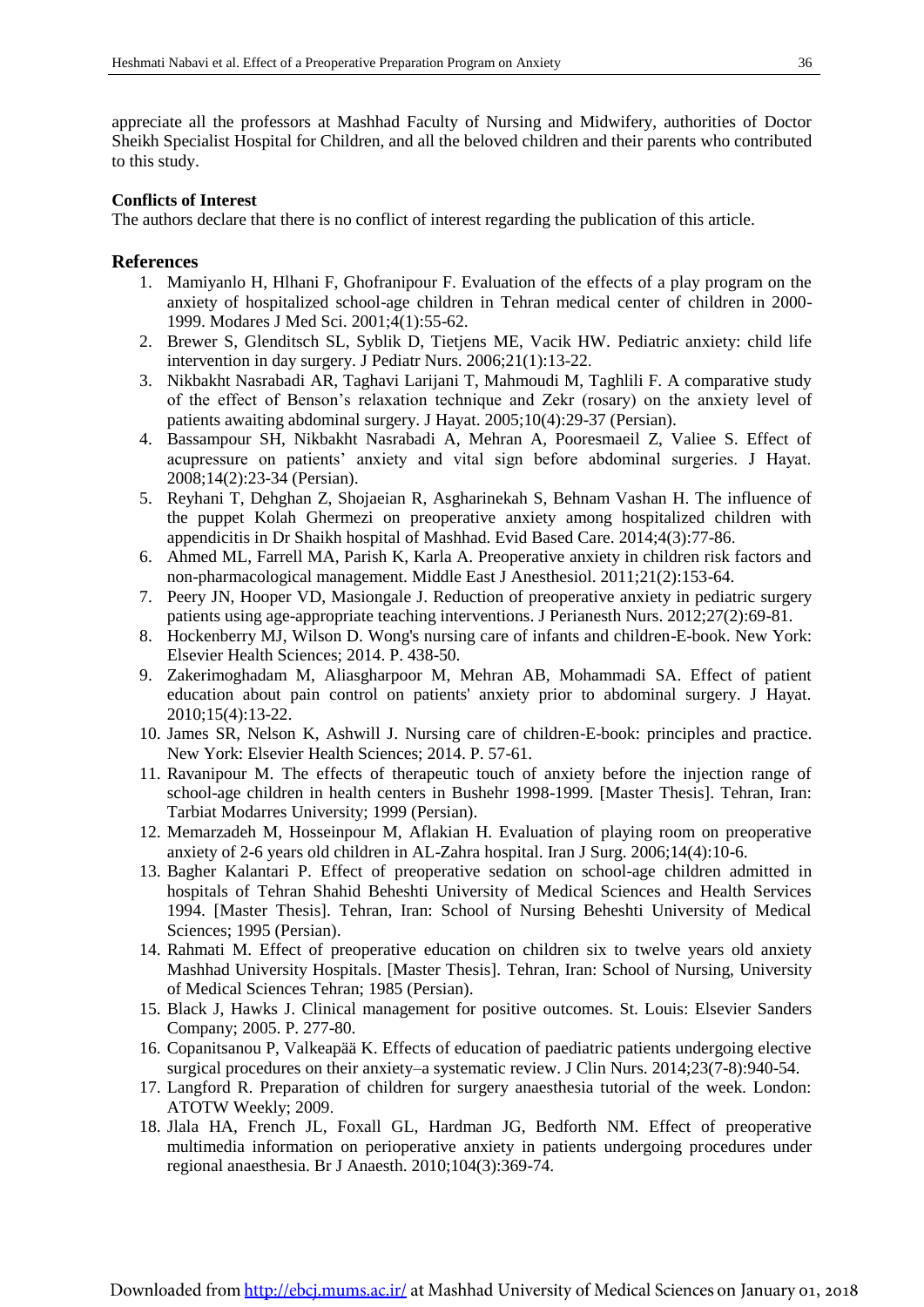appreciate all the professors at Mashhad Faculty of Nursing and Midwifery, authorities of Doctor Sheikh Specialist Hospital for Children, and all the beloved children and their parents who contributed to this study.

**Conflicts of Interest**

The authors declare that there is no conflict of interest regarding the publication of this article.

## References

1. Mamiyanlo H, Hlhani F, Ghofranipour F. Evaluation of the effects of a play program on the anxiety of hospitalized school-age children in Tehran medical center of children in 2000-1999. Modares J Med Sci. 2001;4(1):55-62.
2. Brewer S, Glenditsch SL, Syblik D, Tietjens ME, Vacik HW. Pediatric anxiety: child life intervention in day surgery. J Pediatr Nurs. 2006;21(1):13-22.
3. Nikbakht Nasrabadi AR, Taghavi Larijani T, Mahmoudi M, Taghlili F. A comparative study of the effect of Benson's relaxation technique and Zekr (rosary) on the anxiety level of patients awaiting abdominal surgery. J Hayat. 2005;10(4):29-37 (Persian).
4. Bassampour SH, Nikbakht Nasrabadi A, Mehran A, Pooresmaeil Z, Valiee S. Effect of acupressure on patients' anxiety and vital sign before abdominal surgeries. J Hayat. 2008;14(2):23-34 (Persian).
5. Reyhani T, Dehghan Z, Shojaeian R, Asgharinekah S, Behnam Vashan H. The influence of the puppet Kolah Ghermezi on preoperative anxiety among hospitalized children with appendicitis in Dr Shaikh hospital of Mashhad. Evid Based Care. 2014;4(3):77-86.
6. Ahmed ML, Farrell MA, Parish K, Karla A. Preoperative anxiety in children risk factors and non-pharmacological management. Middle East J Anesthesiol. 2011;21(2):153-64.
7. Peery JN, Hooper VD, Masiongale J. Reduction of preoperative anxiety in pediatric surgery patients using age-appropriate teaching interventions. J Perianesth Nurs. 2012;27(2):69-81.
8. Hockenberry MJ, Wilson D. Wong's nursing care of infants and children-E-book. New York: Elsevier Health Sciences; 2014. P. 438-50.
9. Zakerimoghadam M, Aliasgharpoor M, Mehran AB, Mohammadi SA. Effect of patient education about pain control on patients' anxiety prior to abdominal surgery. J Hayat. 2010;15(4):13-22.
10. James SR, Nelson K, Ashwill J. Nursing care of children-E-book: principles and practice. New York: Elsevier Health Sciences; 2014. P. 57-61.
11. Ravanipour M. The effects of therapeutic touch of anxiety before the injection range of school-age children in health centers in Bushehr 1998-1999. [Master Thesis]. Tehran, Iran: Tarbiat Modarres University; 1999 (Persian).
12. Memarzadeh M, Hosseinpour M, Aflakian H. Evaluation of playing room on preoperative anxiety of 2-6 years old children in AL-Zahra hospital. Iran J Surg. 2006;14(4):10-6.
13. Bagher Kalantari P. Effect of preoperative sedation on school-age children admitted in hospitals of Tehran Shahid Beheshti University of Medical Sciences and Health Services 1994. [Master Thesis]. Tehran, Iran: School of Nursing Beheshti University of Medical Sciences; 1995 (Persian).
14. Rahmati M. Effect of preoperative education on children six to twelve years old anxiety Mashhad University Hospitals. [Master Thesis]. Tehran, Iran: School of Nursing, University of Medical Sciences Tehran; 1985 (Persian).
15. Black J, Hawks J. Clinical management for positive outcomes. St. Louis: Elsevier Sanders Company; 2005. P. 277-80.
16. Copanitsanou P, Valkeapää K. Effects of education of paediatric patients undergoing elective surgical procedures on their anxiety–a systematic review. J Clin Nurs. 2014;23(7-8):940-54.
17. Langford R. Preparation of children for surgery anaesthesia tutorial of the week. London: ATOTW Weekly; 2009.
18. Jlala HA, French JL, Foxall GL, Hardman JG, Bedforth NM. Effect of preoperative multimedia information on perioperative anxiety in patients undergoing procedures under regional anaesthesia. Br J Anaesth. 2010;104(3):369-74.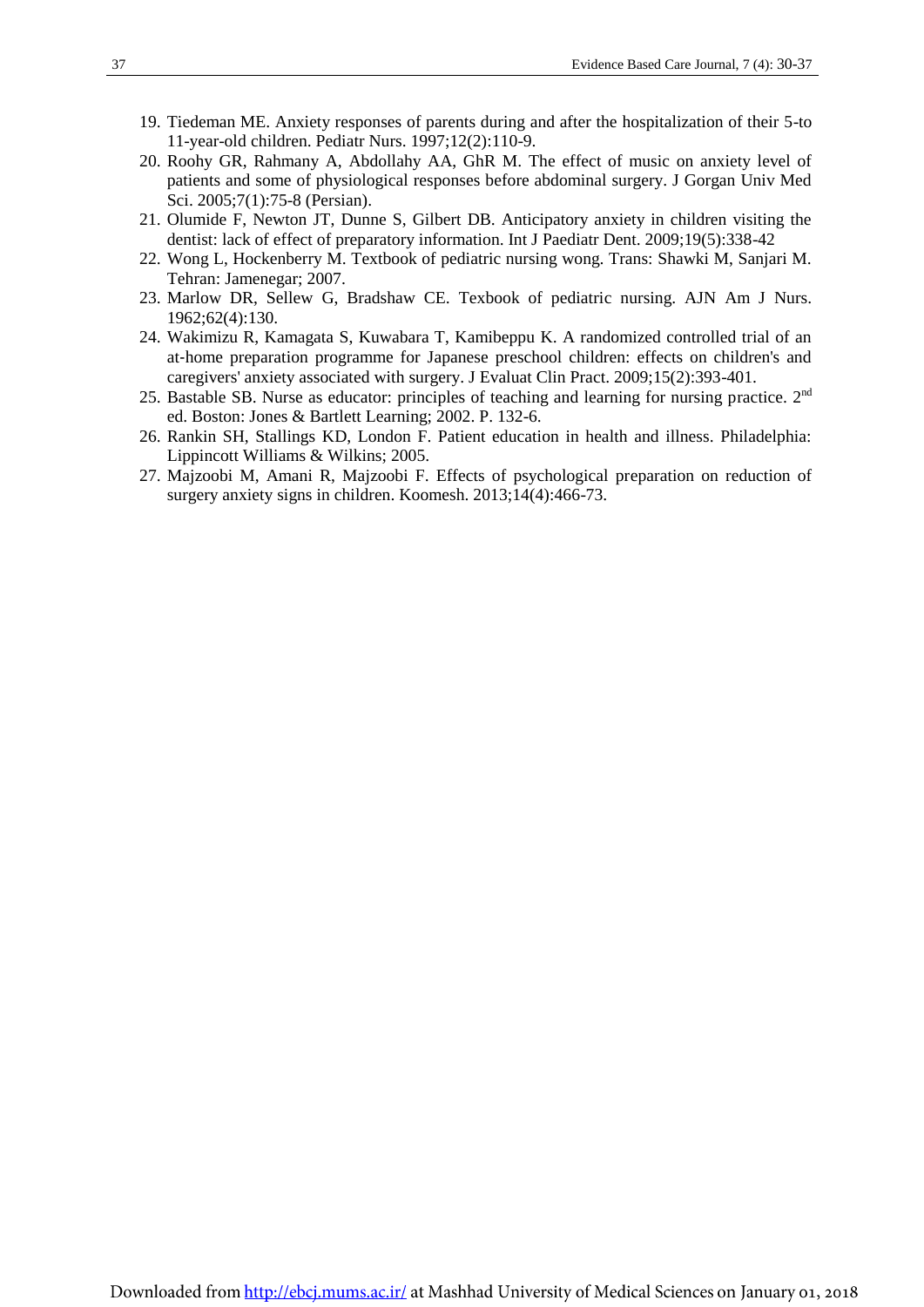19. Tiedeman ME. Anxiety responses of parents during and after the hospitalization of their 5-to 11-year-old children. Pediatr Nurs. 1997;12(2):110-9.
20. Roohy GR, Rahmany A, Abdollahy AA, GhR M. The effect of music on anxiety level of patients and some of physiological responses before abdominal surgery. J Gorgan Univ Med Sci. 2005;7(1):75-8 (Persian).
21. Olumide F, Newton JT, Dunne S, Gilbert DB. Anticipatory anxiety in children visiting the dentist: lack of effect of preparatory information. Int J Paediatr Dent. 2009;19(5):338-42
22. Wong L, Hockenberry M. Textbook of pediatric nursing wong. Trans: Shawki M, Sanjari M. Tehran: Jamenegar; 2007.
23. Marlow DR, Sellew G, Bradshaw CE. Texbook of pediatric nursing. AJN Am J Nurs. 1962;62(4):130.
24. Wakimizu R, Kamagata S, Kuwabara T, Kamibeppu K. A randomized controlled trial of an at-home preparation programme for Japanese preschool children: effects on children's and caregivers' anxiety associated with surgery. J Evaluat Clin Pract. 2009;15(2):393-401.
25. Bastable SB. Nurse as educator: principles of teaching and learning for nursing practice. 2nd ed. Boston: Jones & Bartlett Learning; 2002. P. 132-6.
26. Rankin SH, Stallings KD, London F. Patient education in health and illness. Philadelphia: Lippincott Williams & Wilkins; 2005.
27. Majzoobi M, Amani R, Majzoobi F. Effects of psychological preparation on reduction of surgery anxiety signs in children. Koomesh. 2013;14(4):466-73.